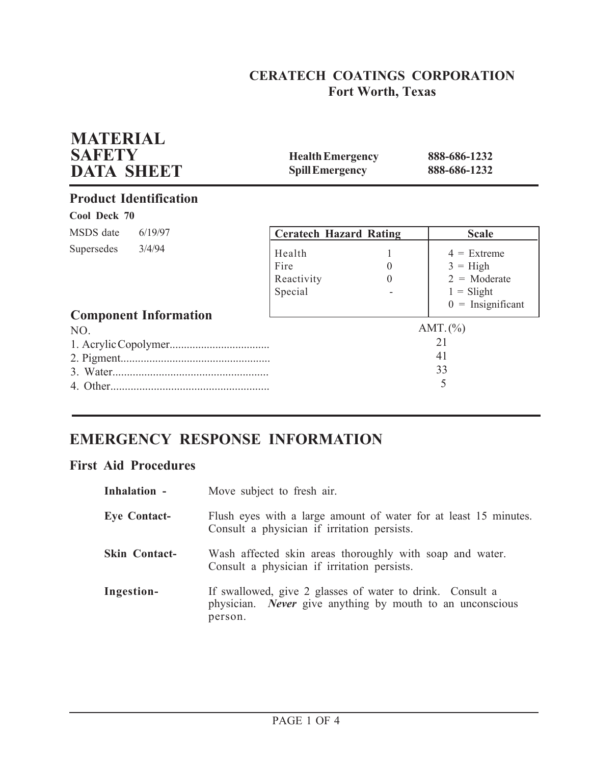**CERATECH COATINGS CORPORATION**
**Fort Worth, Texas**

# MATERIAL SAFETY DATA SHEET

| | |
|---|---|
| **Health Emergency** | **888-686-1232** |
| **Spill Emergency** | **888-686-1232** |

## Product Identification

**Cool Deck 70**

MSDS date 6/19/97

Supersedes 3/4/94

| Ceratech Hazard Rating | | Scale |
|---|---|---|
| Health | 1 | 4 = Extreme |
| Fire | 0 | 3 = High |
| Reactivity | 0 | 2 = Moderate |
| Special | - | 1 = Slight |
| | | 0 = Insignificant |

## Component Information

| NO. | AMT. (%) |
|---|---|
| 1. Acrylic Copolymer | 21 |
| 2. Pigment | 41 |
| 3. Water | 33 |
| 4. Other | 5 |

## EMERGENCY RESPONSE INFORMATION

### First Aid Procedures

**Inhalation -** Move subject to fresh air.

**Eye Contact-** Flush eyes with a large amount of water for at least 15 minutes. Consult a physician if irritation persists.

**Skin Contact-** Wash affected skin areas thoroughly with soap and water. Consult a physician if irritation persists.

**Ingestion-** If swallowed, give 2 glasses of water to drink. Consult a physician. ***Never*** give anything by mouth to an unconscious person.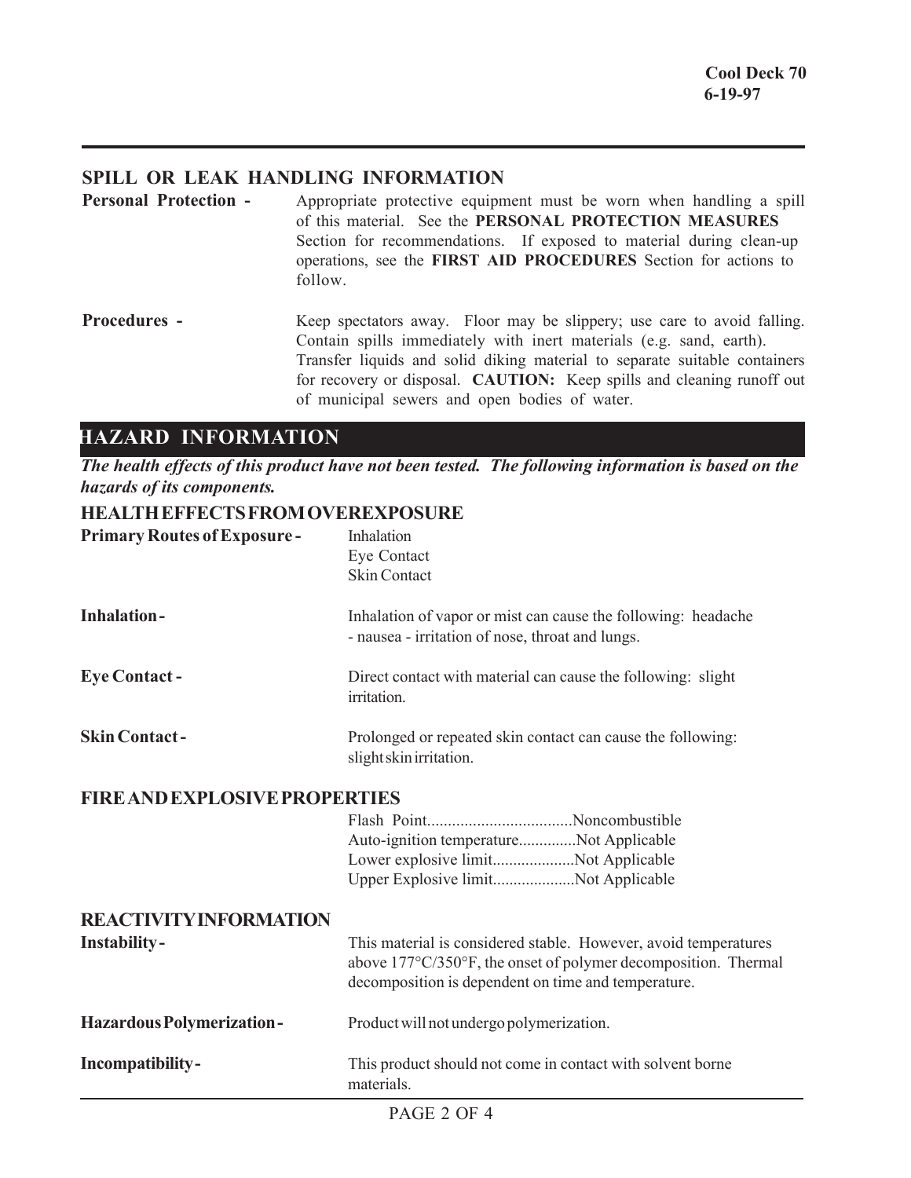## SPILL OR LEAK HANDLING INFORMATION

**Personal Protection -** Appropriate protective equipment must be worn when handling a spill of this material. See the **PERSONAL PROTECTION MEASURES** Section for recommendations. If exposed to material during clean-up operations, see the **FIRST AID PROCEDURES** Section for actions to follow.

**Procedures -** Keep spectators away. Floor may be slippery; use care to avoid falling. Contain spills immediately with inert materials (e.g. sand, earth). Transfer liquids and solid diking material to separate suitable containers for recovery or disposal. **CAUTION:** Keep spills and cleaning runoff out of municipal sewers and open bodies of water.

## HAZARD INFORMATION

***The health effects of this product have not been tested. The following information is based on the hazards of its components.***

### HEALTH EFFECTS FROM OVEREXPOSURE

**Primary Routes of Exposure -** Inhalation
Eye Contact
Skin Contact

**Inhalation -** Inhalation of vapor or mist can cause the following: headache - nausea - irritation of nose, throat and lungs.

**Eye Contact -** Direct contact with material can cause the following: slight irritation.

**Skin Contact -** Prolonged or repeated skin contact can cause the following: slight skin irritation.

### FIRE AND EXPLOSIVE PROPERTIES

Flash Point...................................Noncombustible
Auto-ignition temperature.............Not Applicable
Lower explosive limit....................Not Applicable
Upper Explosive limit....................Not Applicable

### REACTIVITY INFORMATION

**Instability -** This material is considered stable. However, avoid temperatures above 177°C/350°F, the onset of polymer decomposition. Thermal decomposition is dependent on time and temperature.

**Hazardous Polymerization -** Product will not undergo polymerization.

**Incompatibility -** This product should not come in contact with solvent borne materials.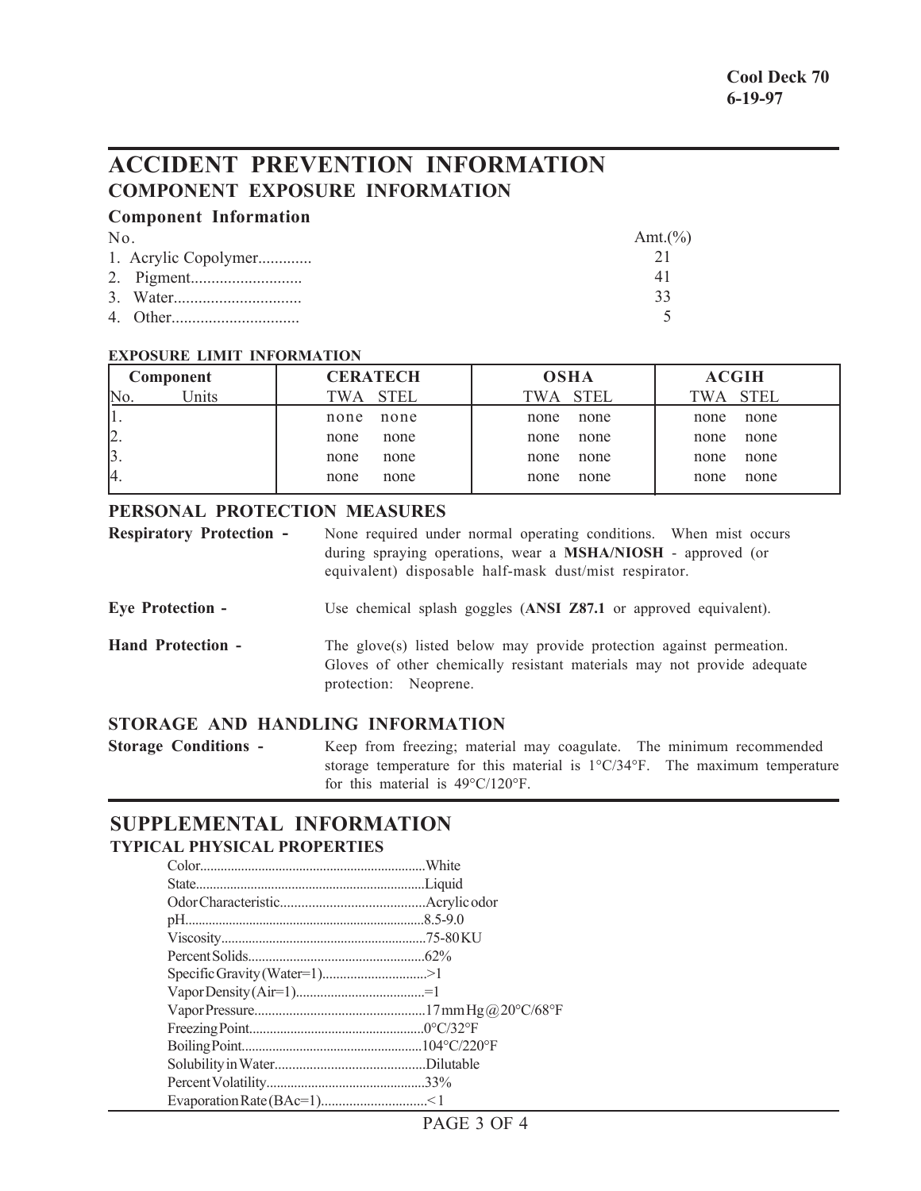**Cool Deck 70**
**6-19-97**

# ACCIDENT PREVENTION INFORMATION

## COMPONENT EXPOSURE INFORMATION

### Component Information

| No. | Amt.(%) |
|---|---|
| 1. Acrylic Copolymer............ | 21 |
| 2. Pigment.......................... | 41 |
| 3. Water.............................. | 33 |
| 4. Other.............................. | 5 |

**EXPOSURE LIMIT INFORMATION**

| Component | | CERATECH | | OSHA | | ACGIH | |
|---|---|---|---|---|---|---|---|
| No. | Units | TWA | STEL | TWA | STEL | TWA | STEL |
| 1. | | none | none | none | none | none | none |
| 2. | | none | none | none | none | none | none |
| 3. | | none | none | none | none | none | none |
| 4. | | none | none | none | none | none | none |

### PERSONAL PROTECTION MEASURES

**Respiratory Protection -** None required under normal operating conditions. When mist occurs during spraying operations, wear a **MSHA/NIOSH** - approved (or equivalent) disposable half-mask dust/mist respirator.

**Eye Protection -** Use chemical splash goggles (**ANSI Z87.1** or approved equivalent).

**Hand Protection -** The glove(s) listed below may provide protection against permeation. Gloves of other chemically resistant materials may not provide adequate protection: Neoprene.

### STORAGE AND HANDLING INFORMATION

**Storage Conditions -** Keep from freezing; material may coagulate. The minimum recommended storage temperature for this material is 1°C/34°F. The maximum temperature for this material is 49°C/120°F.

# SUPPLEMENTAL INFORMATION

## TYPICAL PHYSICAL PROPERTIES

- Color................................................................White
- State.................................................................Liquid
- Odor Characteristic.........................................Acrylic odor
- pH.....................................................................8.5-9.0
- Viscosity...........................................................75-80 KU
- Percent Solids...................................................62%
- Specific Gravity (Water=1).............................>1
- Vapor Density (Air=1).....................................=1
- Vapor Pressure.................................................17 mm Hg @ 20°C/68°F
- Freezing Point...................................................0°C/32°F
- Boiling Point.....................................................104°C/220°F
- Solubility in Water...........................................Dilutable
- Percent Volatility.............................................33%
- Evaporation Rate (BAc=1)..............................<1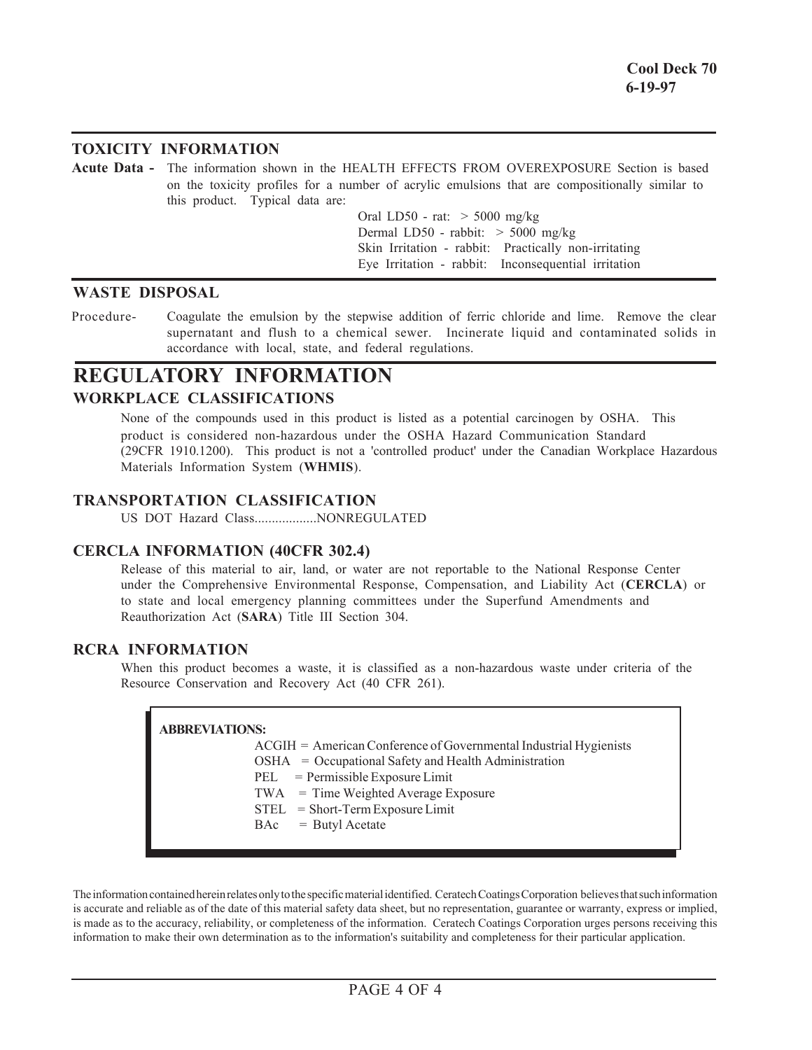**TOXICITY INFORMATION**

**Acute Data -** The information shown in the HEALTH EFFECTS FROM OVEREXPOSURE Section is based on the toxicity profiles for a number of acrylic emulsions that are compositionally similar to this product. Typical data are:

Oral LD50 - rat: > 5000 mg/kg
Dermal LD50 - rabbit: > 5000 mg/kg
Skin Irritation - rabbit: Practically non-irritating
Eye Irritation - rabbit: Inconsequential irritation

**WASTE DISPOSAL**

Procedure- Coagulate the emulsion by the stepwise addition of ferric chloride and lime. Remove the clear supernatant and flush to a chemical sewer. Incinerate liquid and contaminated solids in accordance with local, state, and federal regulations.

# REGULATORY INFORMATION

## WORKPLACE CLASSIFICATIONS

None of the compounds used in this product is listed as a potential carcinogen by OSHA. This product is considered non-hazardous under the OSHA Hazard Communication Standard (29CFR 1910.1200). This product is not a 'controlled product' under the Canadian Workplace Hazardous Materials Information System (**WHMIS**).

## TRANSPORTATION CLASSIFICATION

US DOT Hazard Class..................NONREGULATED

## CERCLA INFORMATION (40CFR 302.4)

Release of this material to air, land, or water are not reportable to the National Response Center under the Comprehensive Environmental Response, Compensation, and Liability Act (**CERCLA**) or to state and local emergency planning committees under the Superfund Amendments and Reauthorization Act (**SARA**) Title III Section 304.

## RCRA INFORMATION

When this product becomes a waste, it is classified as a non-hazardous waste under criteria of the Resource Conservation and Recovery Act (40 CFR 261).

**ABBREVIATIONS:**

ACGIH = American Conference of Governmental Industrial Hygienists
OSHA = Occupational Safety and Health Administration
PEL = Permissible Exposure Limit
TWA = Time Weighted Average Exposure
STEL = Short-Term Exposure Limit
BAc = Butyl Acetate

The information contained herein relates only to the specific material identified. Ceratech Coatings Corporation believes that such information is accurate and reliable as of the date of this material safety data sheet, but no representation, guarantee or warranty, express or implied, is made as to the accuracy, reliability, or completeness of the information. Ceratech Coatings Corporation urges persons receiving this information to make their own determination as to the information's suitability and completeness for their particular application.